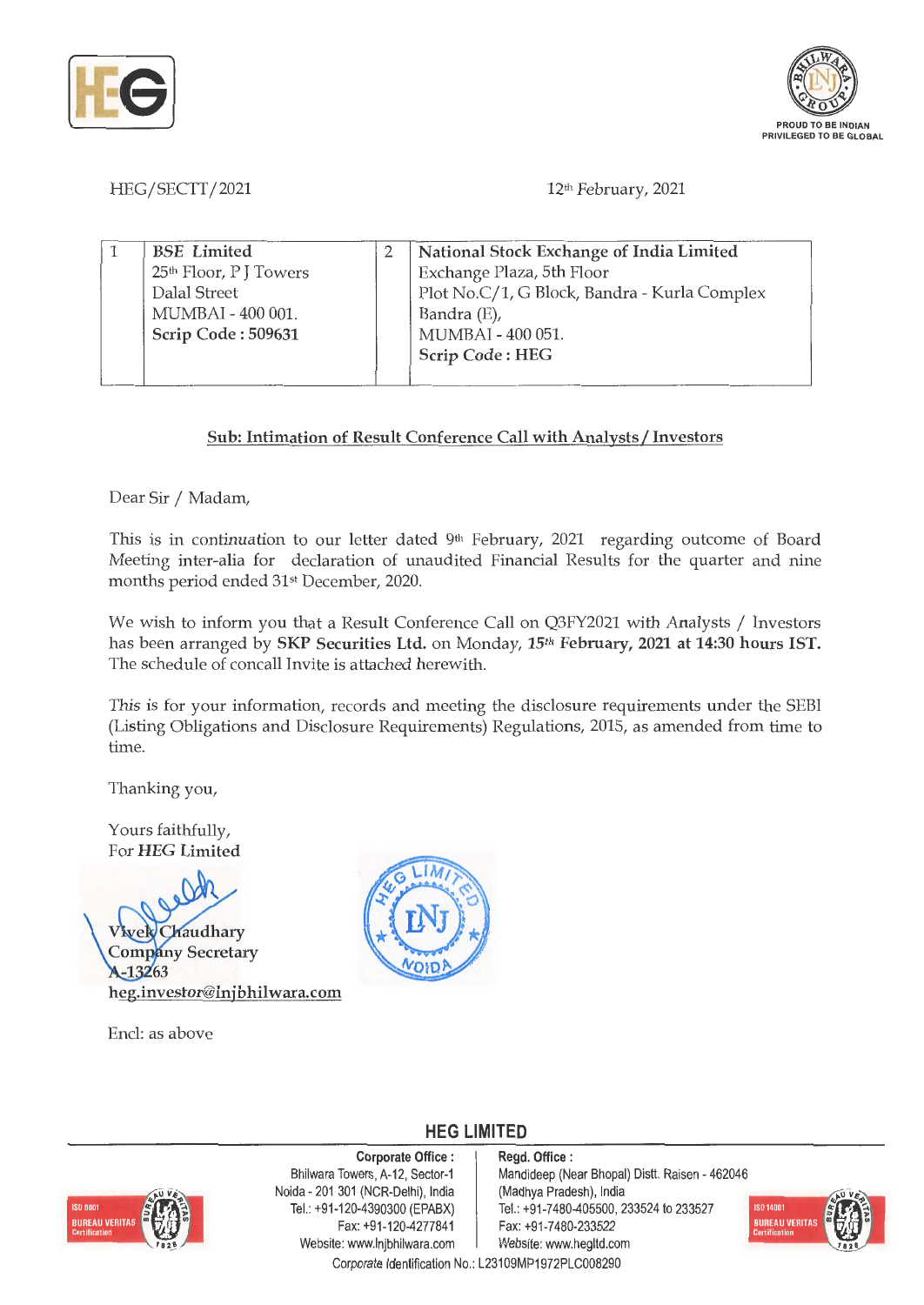HEG/SECTT/2021

12th February, 2021

| 1 | **BSE Limited**<br>25th Floor, P J Towers<br>Dalal Street<br>MUMBAI - 400 001.<br>**Scrip Code : 509631** | 2 | **National Stock Exchange of India Limited**<br>Exchange Plaza, 5th Floor<br>Plot No.C/1, G Block, Bandra - Kurla Complex<br>Bandra (E),<br>MUMBAI - 400 051.<br>**Scrip Code : HEG** |
|---|---|---|---|

**Sub: Intimation of Result Conference Call with Analysts / Investors**

Dear Sir / Madam,

This is in continuation to our letter dated 9th February, 2021 regarding outcome of Board Meeting inter-alia for declaration of unaudited Financial Results for the quarter and nine months period ended 31st December, 2020.

We wish to inform you that a Result Conference Call on Q3FY2021 with Analysts / Investors has been arranged by **SKP Securities Ltd.** on Monday, **15th February, 2021 at 14:30 hours IST.** The schedule of concall Invite is attached herewith.

This is for your information, records and meeting the disclosure requirements under the SEBI (Listing Obligations and Disclosure Requirements) Regulations, 2015, as amended from time to time.

Thanking you,

Yours faithfully,
For *HEG* Limited

Vivek Chaudhary
Company Secretary
A-13263
heg.investor@lnjbhilwara.com

Encl: as above

**HEG LIMITED**

**Corporate Office :**
Bhilwara Towers, A-12, Sector-1
Noida - 201 301 (NCR-Delhi), India
Tel.: +91-120-4390300 (EPABX)
Fax: +91-120-4277841
Website: www.lnjbhilwara.com

**Regd. Office :**
Mandideep (Near Bhopal) Distt. Raisen - 462046
(Madhya Pradesh), India
Tel.: +91-7480-405500, 233524 to 233527
Fax: +91-7480-233522
Website: www.hegltd.com

Corporate Identification No.: L23109MP1972PLC008290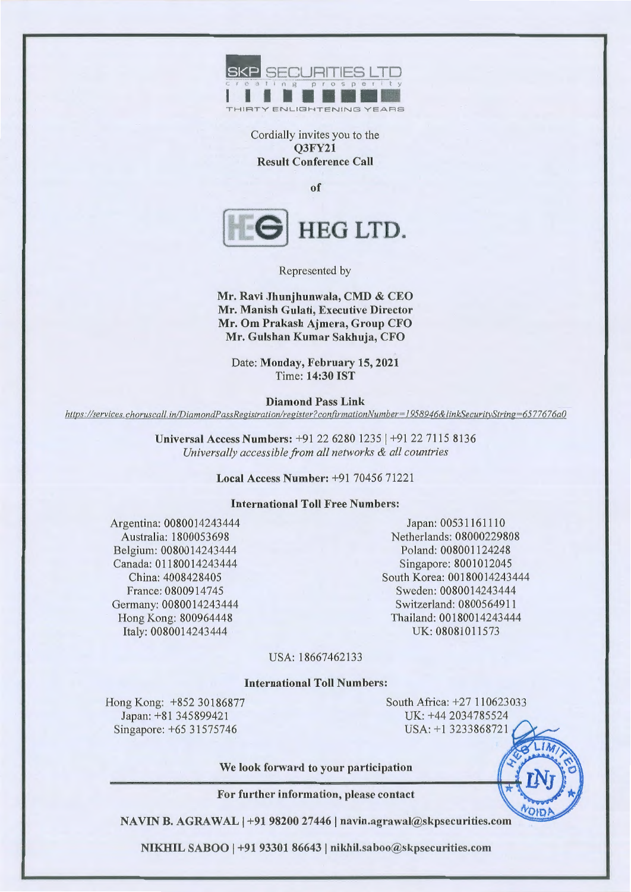SKP SECURITIES LTD

creating prosperity

THIRTY ENLIGHTENING YEARS

Cordially invites you to the

**Q3FY21**

**Result Conference Call**

**of**

# HEG LTD.

Represented by

**Mr. Ravi Jhunjhunwala, CMD & CEO**
**Mr. Manish Gulati, Executive Director**
**Mr. Om Prakash Ajmera, Group CFO**
**Mr. Gulshan Kumar Sakhuja, CFO**

Date: **Monday, February 15, 2021**
Time: **14:30 IST**

**Diamond Pass Link**

*https://services.choruscall.in/DiamondPassRegistration/register?confirmationNumber=1958946&linkSecurityString=6577676a0*

**Universal Access Numbers:** +91 22 6280 1235 | +91 22 7115 8136
*Universally accessible from all networks & all countries*

**Local Access Number:** +91 70456 71221

**International Toll Free Numbers:**

Argentina: 0080014243444
Australia: 1800053698
Belgium: 0080014243444
Canada: 01180014243444
China: 4008428405
France: 0800914745
Germany: 0080014243444
Hong Kong: 800964448
Italy: 0080014243444
Japan: 00531161110
Netherlands: 08000229808
Poland: 008001124248
Singapore: 8001012045
South Korea: 00180014243444
Sweden: 0080014243444
Switzerland: 0800564911
Thailand: 00180014243444
UK: 08081011573
USA: 18667462133

**International Toll Numbers:**

Hong Kong: +852 30186877
Japan: +81 345899421
Singapore: +65 31575746
South Africa: +27 110623033
UK: +44 2034785524
USA: +1 3233868721

**We look forward to your participation**

**For further information, please contact**

**NAVIN B. AGRAWAL | +91 98200 27446 | navin.agrawal@skpsecurities.com**

**NIKHIL SABOO | +91 93301 86643 | nikhil.saboo@skpsecurities.com**